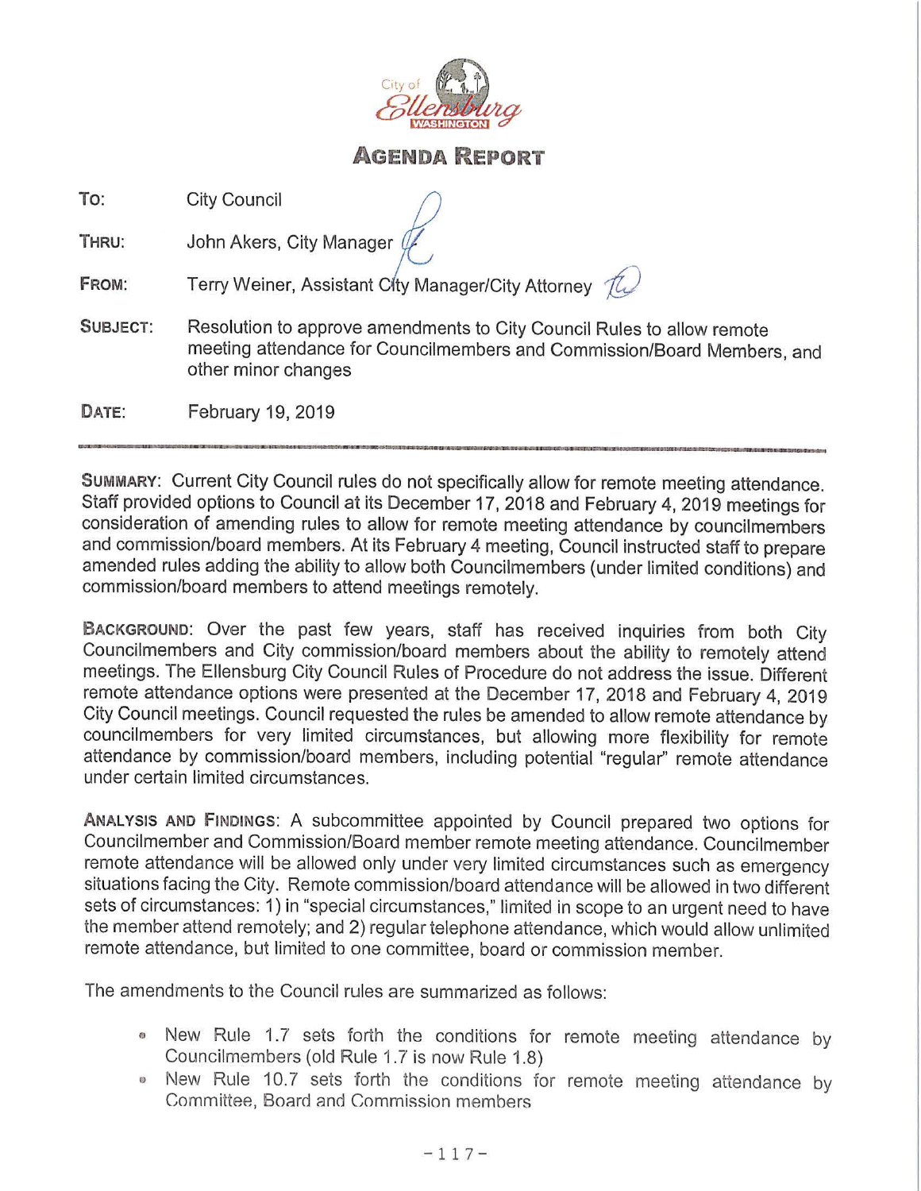City of Ellensburg WASHINGTON

# AGENDA REPORT

**TO:** City Council

**THRU:** John Akers, City Manager

**FROM:** Terry Weiner, Assistant City Manager/City Attorney

**SUBJECT:** Resolution to approve amendments to City Council Rules to allow remote meeting attendance for Councilmembers and Commission/Board Members, and other minor changes

**DATE:** February 19, 2019

---

**SUMMARY:** Current City Council rules do not specifically allow for remote meeting attendance. Staff provided options to Council at its December 17, 2018 and February 4, 2019 meetings for consideration of amending rules to allow for remote meeting attendance by councilmembers and commission/board members. At its February 4 meeting, Council instructed staff to prepare amended rules adding the ability to allow both Councilmembers (under limited conditions) and commission/board members to attend meetings remotely.

**BACKGROUND:** Over the past few years, staff has received inquiries from both City Councilmembers and City commission/board members about the ability to remotely attend meetings. The Ellensburg City Council Rules of Procedure do not address the issue. Different remote attendance options were presented at the December 17, 2018 and February 4, 2019 City Council meetings. Council requested the rules be amended to allow remote attendance by councilmembers for very limited circumstances, but allowing more flexibility for remote attendance by commission/board members, including potential "regular" remote attendance under certain limited circumstances.

**ANALYSIS AND FINDINGS:** A subcommittee appointed by Council prepared two options for Councilmember and Commission/Board member remote meeting attendance. Councilmember remote attendance will be allowed only under very limited circumstances such as emergency situations facing the City. Remote commission/board attendance will be allowed in two different sets of circumstances: 1) in "special circumstances," limited in scope to an urgent need to have the member attend remotely; and 2) regular telephone attendance, which would allow unlimited remote attendance, but limited to one committee, board or commission member.

The amendments to the Council rules are summarized as follows:

- New Rule 1.7 sets forth the conditions for remote meeting attendance by Councilmembers (old Rule 1.7 is now Rule 1.8)
- New Rule 10.7 sets forth the conditions for remote meeting attendance by Committee, Board and Commission members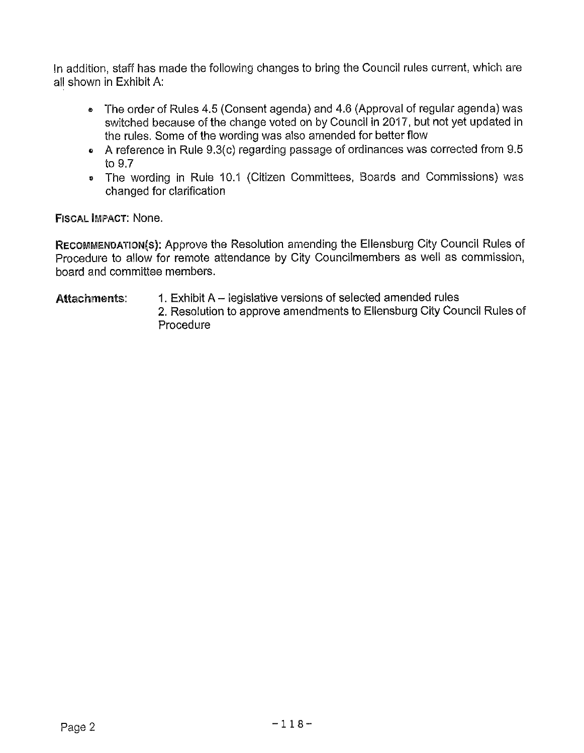In addition, staff has made the following changes to bring the Council rules current, which are all shown in Exhibit A:

- The order of Rules 4.5 (Consent agenda) and 4.6 (Approval of regular agenda) was switched because of the change voted on by Council in 2017, but not yet updated in the rules. Some of the wording was also amended for better flow
- A reference in Rule 9.3(c) regarding passage of ordinances was corrected from 9.5 to 9.7
- The wording in Rule 10.1 (Citizen Committees, Boards and Commissions) was changed for clarification

**FISCAL IMPACT**: None.

**RECOMMENDATION(S)**: Approve the Resolution amending the Ellensburg City Council Rules of Procedure to allow for remote attendance by City Councilmembers as well as commission, board and committee members.

**Attachments**:
1. Exhibit A – legislative versions of selected amended rules
2. Resolution to approve amendments to Ellensburg City Council Rules of Procedure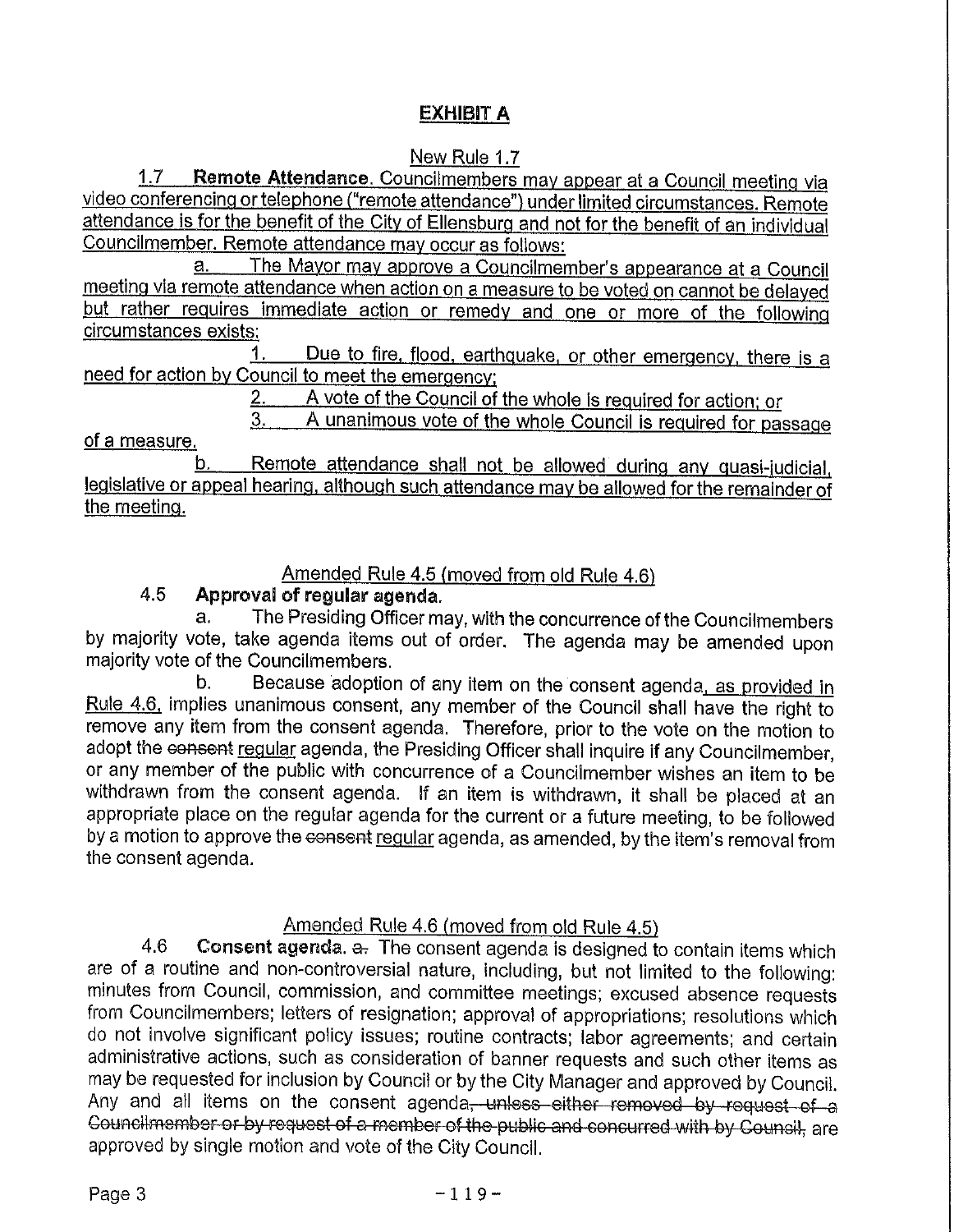# EXHIBIT A

New Rule 1.7

1.7 **Remote Attendance**. Councilmembers may appear at a Council meeting via video conferencing or telephone ("remote attendance") under limited circumstances. Remote attendance is for the benefit of the City of Ellensburg and not for the benefit of an individual Councilmember. Remote attendance may occur as follows:

a. The Mayor may approve a Councilmember's appearance at a Council meeting via remote attendance when action on a measure to be voted on cannot be delayed but rather requires immediate action or remedy and one or more of the following circumstances exists:

1. Due to fire, flood, earthquake, or other emergency, there is a need for action by Council to meet the emergency;
2. A vote of the Council of the whole is required for action; or
3. A unanimous vote of the whole Council is required for passage of a measure.

b. Remote attendance shall not be allowed during any quasi-judicial, legislative or appeal hearing, although such attendance may be allowed for the remainder of the meeting.

Amended Rule 4.5 (moved from old Rule 4.6)

4.5 **Approval of regular agenda.**

a. The Presiding Officer may, with the concurrence of the Councilmembers by majority vote, take agenda items out of order. The agenda may be amended upon majority vote of the Councilmembers.

b. Because adoption of any item on the consent agenda, as provided in Rule 4.6, implies unanimous consent, any member of the Council shall have the right to remove any item from the consent agenda. Therefore, prior to the vote on the motion to adopt the ~~consent~~ regular agenda, the Presiding Officer shall inquire if any Councilmember, or any member of the public with concurrence of a Councilmember wishes an item to be withdrawn from the consent agenda. If an item is withdrawn, it shall be placed at an appropriate place on the regular agenda for the current or a future meeting, to be followed by a motion to approve the ~~consent~~ regular agenda, as amended, by the item's removal from the consent agenda.

Amended Rule 4.6 (moved from old Rule 4.5)

4.6 **Consent agenda.** ~~a.~~ The consent agenda is designed to contain items which are of a routine and non-controversial nature, including, but not limited to the following: minutes from Council, commission, and committee meetings; excused absence requests from Councilmembers; letters of resignation; approval of appropriations; resolutions which do not involve significant policy issues; routine contracts; labor agreements; and certain administrative actions, such as consideration of banner requests and such other items as may be requested for inclusion by Council or by the City Manager and approved by Council. Any and all items on the consent agenda~~, unless either removed by request of a Councilmember or by request of a member of the public and concurred with by Council,~~ are approved by single motion and vote of the City Council.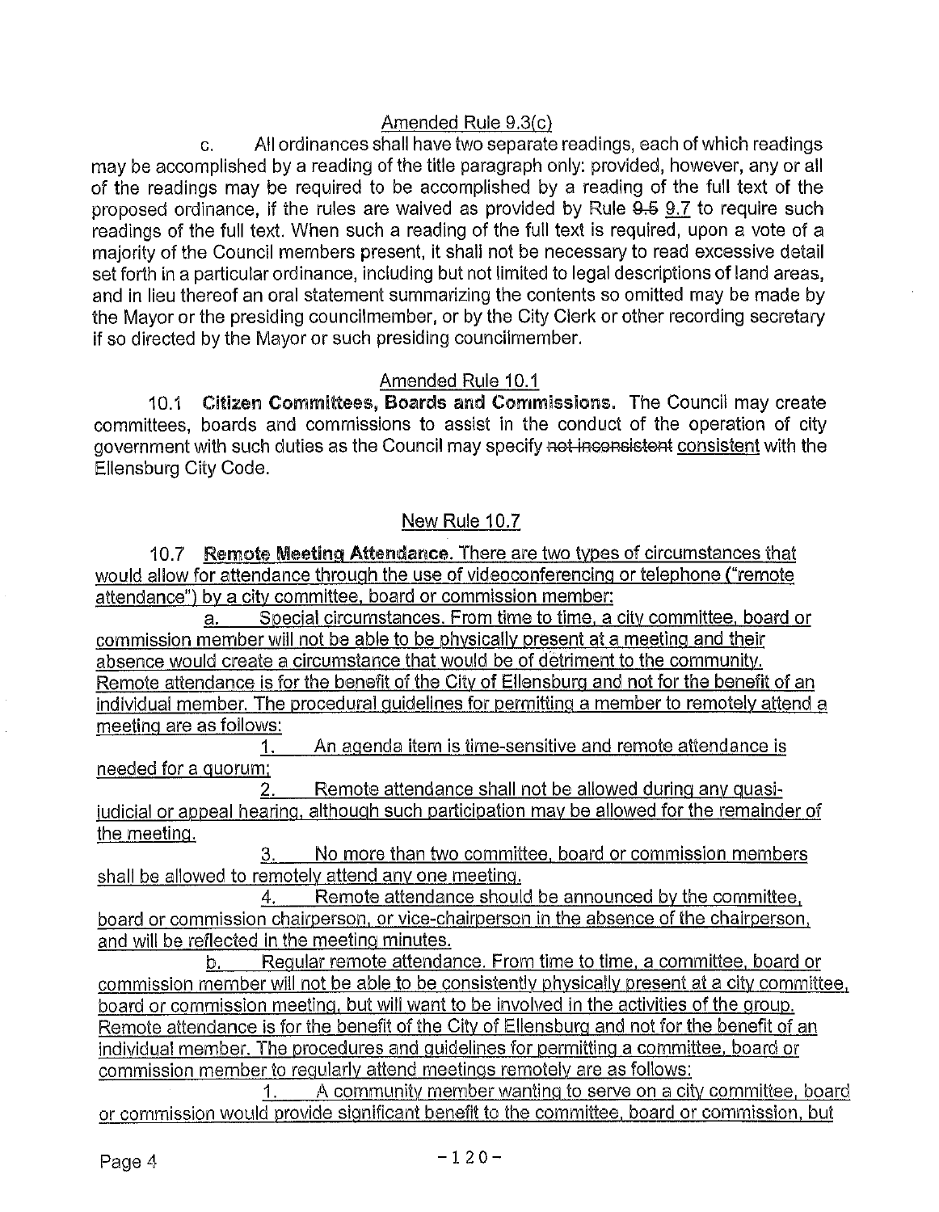Amended Rule 9.3(c)

c. All ordinances shall have two separate readings, each of which readings may be accomplished by a reading of the title paragraph only: provided, however, any or all of the readings may be required to be accomplished by a reading of the full text of the proposed ordinance, if the rules are waived as provided by Rule ~~9.5~~ 9.7 to require such readings of the full text. When such a reading of the full text is required, upon a vote of a majority of the Council members present, it shall not be necessary to read excessive detail set forth in a particular ordinance, including but not limited to legal descriptions of land areas, and in lieu thereof an oral statement summarizing the contents so omitted may be made by the Mayor or the presiding councilmember, or by the City Clerk or other recording secretary if so directed by the Mayor or such presiding councilmember.

Amended Rule 10.1

10.1 **Citizen Committees, Boards and Commissions.** The Council may create committees, boards and commissions to assist in the conduct of the operation of city government with such duties as the Council may specify ~~not inconsistent~~ consistent with the Ellensburg City Code.

New Rule 10.7

10.7 **Remote Meeting Attendance.** There are two types of circumstances that would allow for attendance through the use of videoconferencing or telephone ("remote attendance") by a city committee, board or commission member:

a. Special circumstances. From time to time, a city committee, board or commission member will not be able to be physically present at a meeting and their absence would create a circumstance that would be of detriment to the community. Remote attendance is for the benefit of the City of Ellensburg and not for the benefit of an individual member. The procedural guidelines for permitting a member to remotely attend a meeting are as follows:

1. An agenda item is time-sensitive and remote attendance is needed for a quorum;

2. Remote attendance shall not be allowed during any quasi-judicial or appeal hearing, although such participation may be allowed for the remainder of the meeting.

3. No more than two committee, board or commission members shall be allowed to remotely attend any one meeting.

4. Remote attendance should be announced by the committee, board or commission chairperson, or vice-chairperson in the absence of the chairperson, and will be reflected in the meeting minutes.

b. Regular remote attendance. From time to time, a committee, board or commission member will not be able to be consistently physically present at a city committee, board or commission meeting, but will want to be involved in the activities of the group. Remote attendance is for the benefit of the City of Ellensburg and not for the benefit of an individual member. The procedures and guidelines for permitting a committee, board or commission member to regularly attend meetings remotely are as follows:

1. A community member wanting to serve on a city committee, board or commission would provide significant benefit to the committee, board or commission, but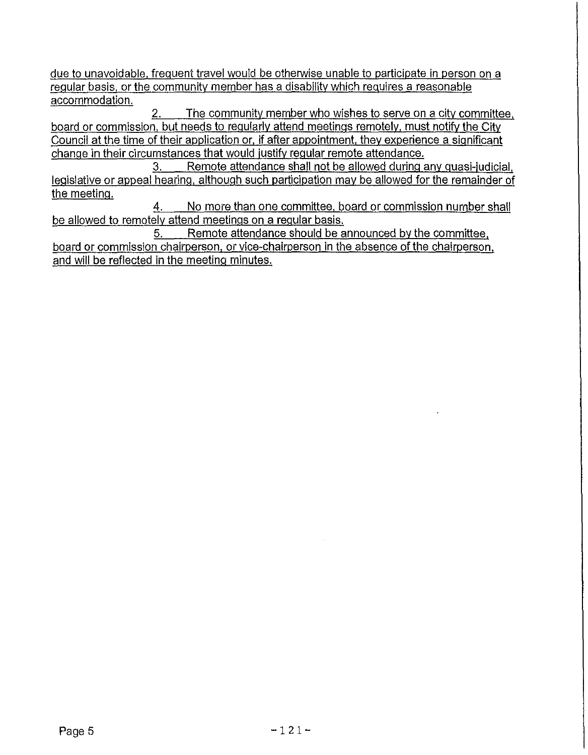due to unavoidable, frequent travel would be otherwise unable to participate in person on a regular basis, or the community member has a disability which requires a reasonable accommodation.

2. The community member who wishes to serve on a city committee, board or commission, but needs to regularly attend meetings remotely, must notify the City Council at the time of their application or, if after appointment, they experience a significant change in their circumstances that would justify regular remote attendance.

3. Remote attendance shall not be allowed during any quasi-judicial, legislative or appeal hearing, although such participation may be allowed for the remainder of the meeting.

4. No more than one committee, board or commission number shall be allowed to remotely attend meetings on a regular basis.

5. Remote attendance should be announced by the committee, board or commission chairperson, or vice-chairperson in the absence of the chairperson, and will be reflected in the meeting minutes.